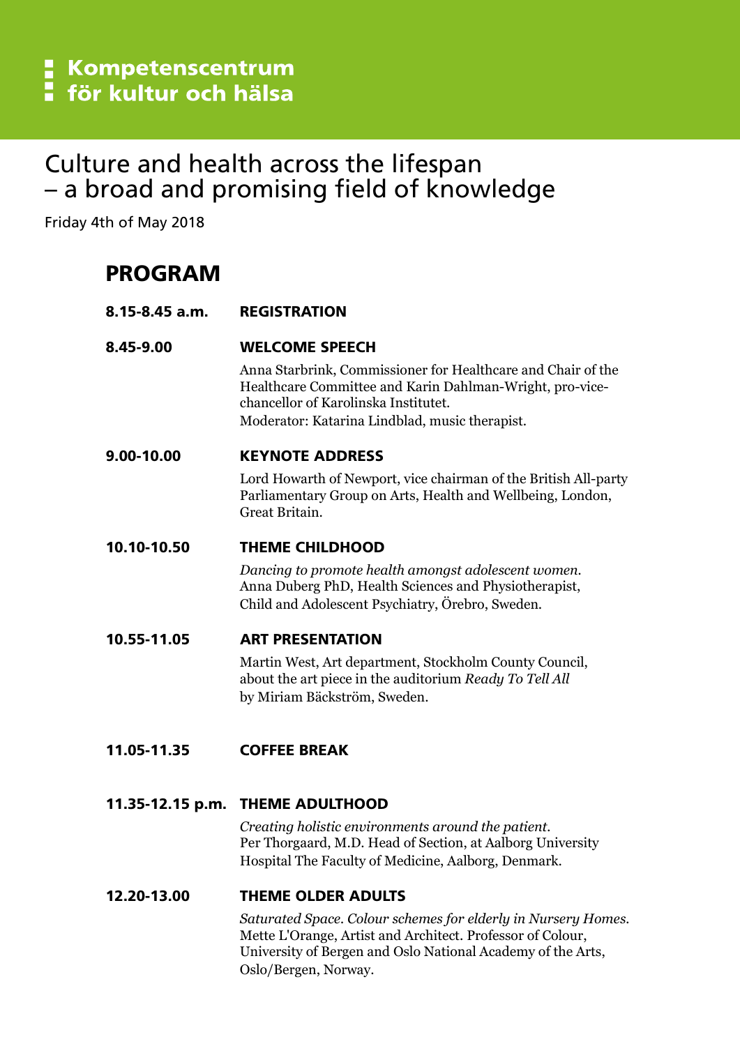**Kompetenscentrum för kultur och hälsa**

# Culture and health across the lifespan – a broad and promising field of knowledge

Friday 4th of May 2018

## PROGRAM

**8.15-8.45 a.m.** **REGISTRATION**

**8.45-9.00** **WELCOME SPEECH**

Anna Starbrink, Commissioner for Healthcare and Chair of the Healthcare Committee and Karin Dahlman-Wright, pro-vice-chancellor of Karolinska Institutet.
Moderator: Katarina Lindblad, music therapist.

**9.00-10.00** **KEYNOTE ADDRESS**

Lord Howarth of Newport, vice chairman of the British All-party Parliamentary Group on Arts, Health and Wellbeing, London, Great Britain.

**10.10-10.50** **THEME CHILDHOOD**

*Dancing to promote health amongst adolescent women.*
Anna Duberg PhD, Health Sciences and Physiotherapist, Child and Adolescent Psychiatry, Örebro, Sweden.

**10.55-11.05** **ART PRESENTATION**

Martin West, Art department, Stockholm County Council, about the art piece in the auditorium *Ready To Tell All* by Miriam Bäckström, Sweden.

**11.05-11.35** **COFFEE BREAK**

**11.35-12.15 p.m.** **THEME ADULTHOOD**

*Creating holistic environments around the patient.*
Per Thorgaard, M.D. Head of Section, at Aalborg University Hospital The Faculty of Medicine, Aalborg, Denmark.

**12.20-13.00** **THEME OLDER ADULTS**

*Saturated Space. Colour schemes for elderly in Nursery Homes.*
Mette L'Orange, Artist and Architect. Professor of Colour, University of Bergen and Oslo National Academy of the Arts, Oslo/Bergen, Norway.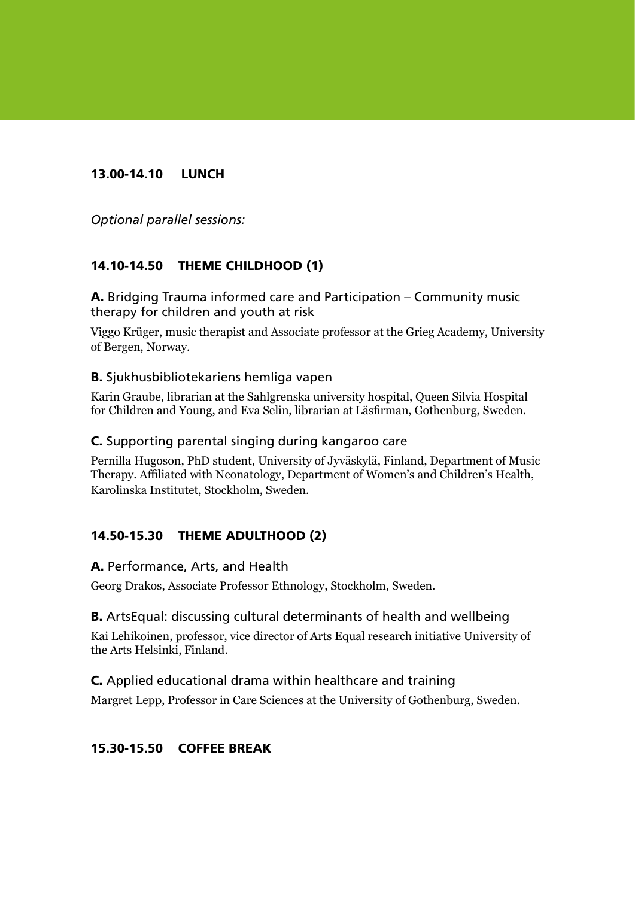### 13.00-14.10 LUNCH

*Optional parallel sessions:*

### 14.10-14.50 THEME CHILDHOOD (1)

**A.** Bridging Trauma informed care and Participation – Community music therapy for children and youth at risk

Viggo Krüger, music therapist and Associate professor at the Grieg Academy, University of Bergen, Norway.

**B.** Sjukhusbibliotekariens hemliga vapen

Karin Graube, librarian at the Sahlgrenska university hospital, Queen Silvia Hospital for Children and Young, and Eva Selin, librarian at Läsfirman, Gothenburg, Sweden.

**C.** Supporting parental singing during kangaroo care

Pernilla Hugoson, PhD student, University of Jyväskylä, Finland, Department of Music Therapy. Affiliated with Neonatology, Department of Women's and Children's Health, Karolinska Institutet, Stockholm, Sweden.

### 14.50-15.30 THEME ADULTHOOD (2)

**A.** Performance, Arts, and Health

Georg Drakos, Associate Professor Ethnology, Stockholm, Sweden.

**B.** ArtsEqual: discussing cultural determinants of health and wellbeing

Kai Lehikoinen, professor, vice director of Arts Equal research initiative University of the Arts Helsinki, Finland.

**C.** Applied educational drama within healthcare and training

Margret Lepp, Professor in Care Sciences at the University of Gothenburg, Sweden.

### 15.30-15.50 COFFEE BREAK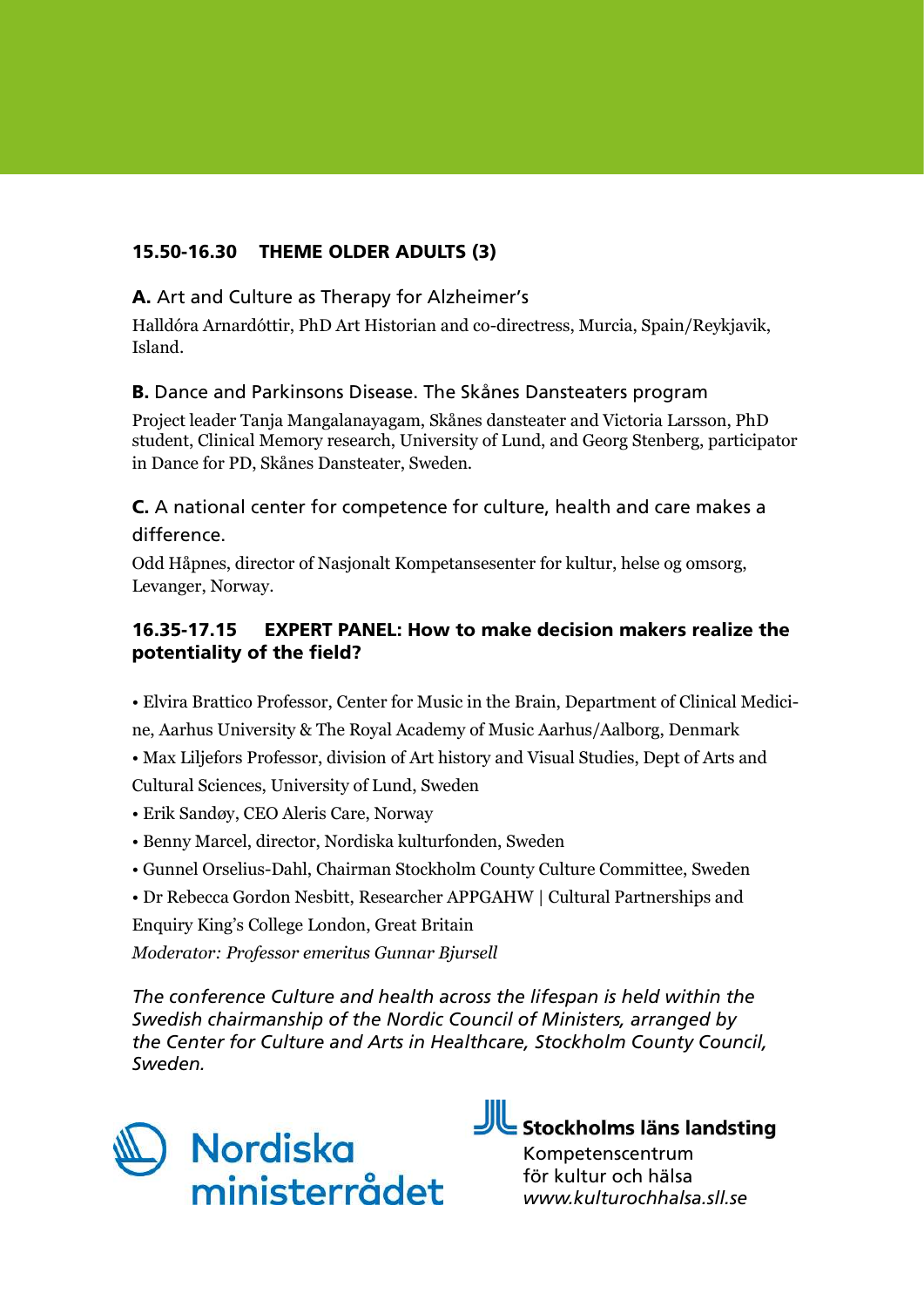## 15.50-16.30 THEME OLDER ADULTS (3)

**A.** Art and Culture as Therapy for Alzheimer's

Halldóra Arnardóttir, PhD Art Historian and co-directress, Murcia, Spain/Reykjavik, Island.

**B.** Dance and Parkinsons Disease. The Skånes Dansteaters program

Project leader Tanja Mangalanayagam, Skånes dansteater and Victoria Larsson, PhD student, Clinical Memory research, University of Lund, and Georg Stenberg, participator in Dance for PD, Skånes Dansteater, Sweden.

**C.** A national center for competence for culture, health and care makes a difference.

Odd Håpnes, director of Nasjonalt Kompetansesenter for kultur, helse og omsorg, Levanger, Norway.

## 16.35-17.15 EXPERT PANEL: How to make decision makers realize the potentiality of the field?

- Elvira Brattico Professor, Center for Music in the Brain, Department of Clinical Medicine, Aarhus University & The Royal Academy of Music Aarhus/Aalborg, Denmark
- Max Liljefors Professor, division of Art history and Visual Studies, Dept of Arts and Cultural Sciences, University of Lund, Sweden
- Erik Sandøy, CEO Aleris Care, Norway
- Benny Marcel, director, Nordiska kulturfonden, Sweden
- Gunnel Orselius-Dahl, Chairman Stockholm County Culture Committee, Sweden
- Dr Rebecca Gordon Nesbitt, Researcher APPGAHW | Cultural Partnerships and Enquiry King's College London, Great Britain

*Moderator: Professor emeritus Gunnar Bjursell*

*The conference Culture and health across the lifespan is held within the Swedish chairmanship of the Nordic Council of Ministers, arranged by the Center for Culture and Arts in Healthcare, Stockholm County Council, Sweden.*

Nordiska ministerrådet

**Stockholms läns landsting**
Kompetenscentrum
för kultur och hälsa
*www.kulturochhalsa.sll.se*